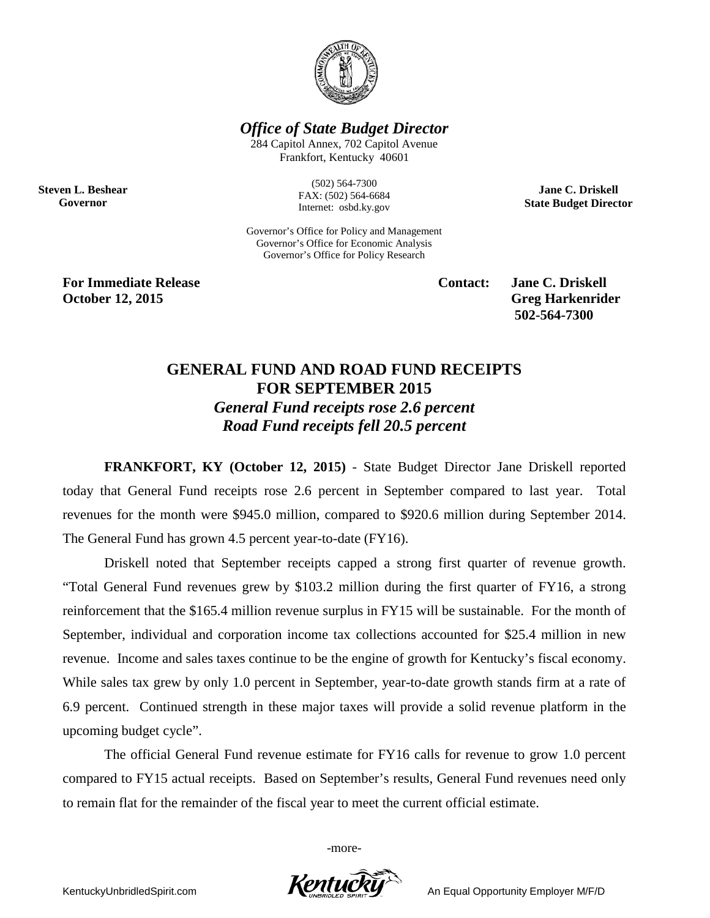***Office of State Budget Director***

284 Capitol Annex, 702 Capitol Avenue
Frankfort, Kentucky 40601

**Steven L. Beshear**
**Governor**

(502) 564-7300
FAX: (502) 564-6684
Internet: osbd.ky.gov

**Jane C. Driskell**
**State Budget Director**

Governor's Office for Policy and Management
Governor's Office for Economic Analysis
Governor's Office for Policy Research

**For Immediate Release**
**October 12, 2015**

**Contact: Jane C. Driskell**
**Greg Harkenrider**
**502-564-7300**

# GENERAL FUND AND ROAD FUND RECEIPTS FOR SEPTEMBER 2015

***General Fund receipts rose 2.6 percent***
***Road Fund receipts fell 20.5 percent***

**FRANKFORT, KY (October 12, 2015)** - State Budget Director Jane Driskell reported today that General Fund receipts rose 2.6 percent in September compared to last year. Total revenues for the month were $945.0 million, compared to $920.6 million during September 2014. The General Fund has grown 4.5 percent year-to-date (FY16).

Driskell noted that September receipts capped a strong first quarter of revenue growth. "Total General Fund revenues grew by $103.2 million during the first quarter of FY16, a strong reinforcement that the $165.4 million revenue surplus in FY15 will be sustainable. For the month of September, individual and corporation income tax collections accounted for $25.4 million in new revenue. Income and sales taxes continue to be the engine of growth for Kentucky's fiscal economy. While sales tax grew by only 1.0 percent in September, year-to-date growth stands firm at a rate of 6.9 percent. Continued strength in these major taxes will provide a solid revenue platform in the upcoming budget cycle".

The official General Fund revenue estimate for FY16 calls for revenue to grow 1.0 percent compared to FY15 actual receipts. Based on September's results, General Fund revenues need only to remain flat for the remainder of the fiscal year to meet the current official estimate.

-more-

KentuckyUnbridledSpirit.com An Equal Opportunity Employer M/F/D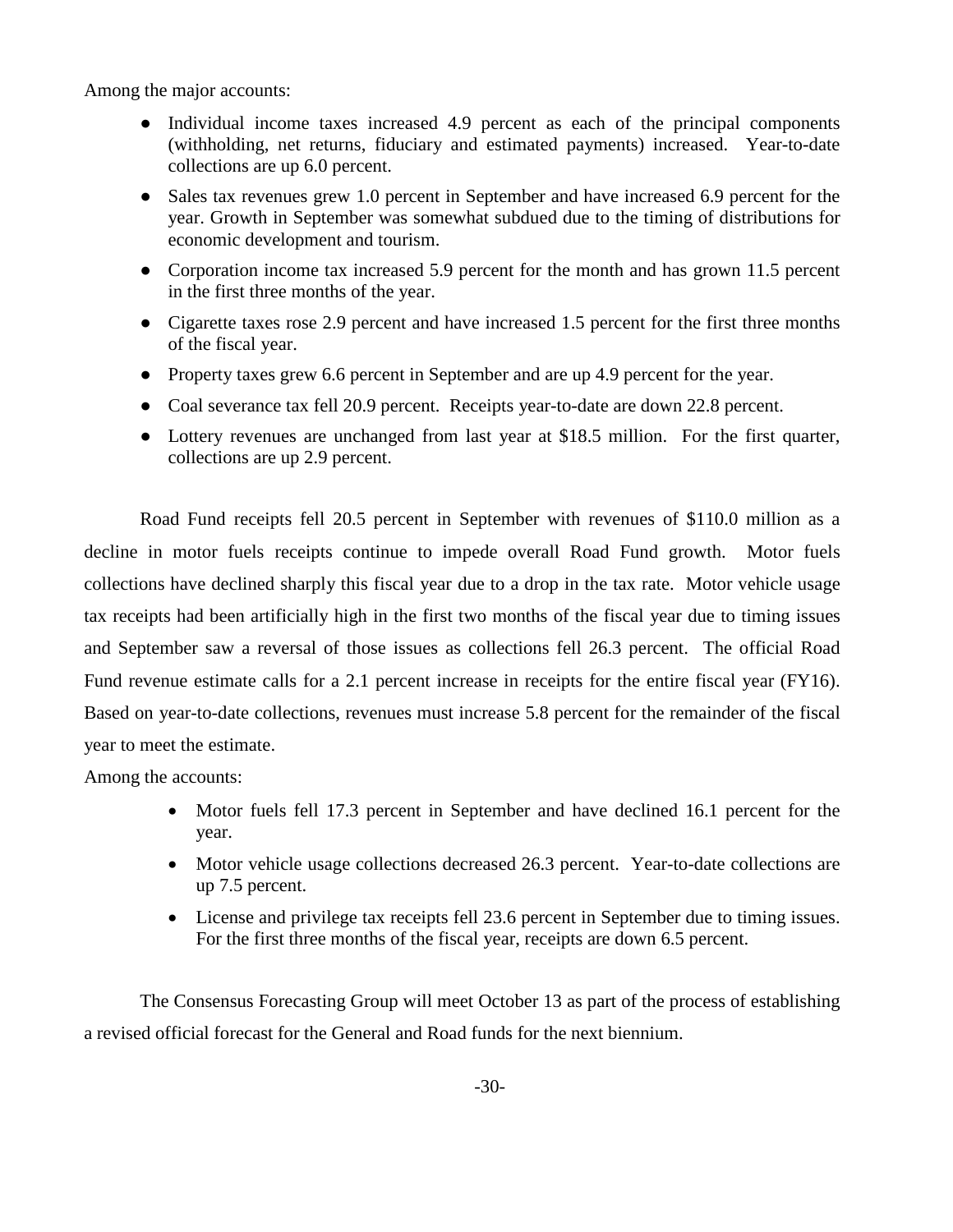Among the major accounts:

- Individual income taxes increased 4.9 percent as each of the principal components (withholding, net returns, fiduciary and estimated payments) increased. Year-to-date collections are up 6.0 percent.
- Sales tax revenues grew 1.0 percent in September and have increased 6.9 percent for the year. Growth in September was somewhat subdued due to the timing of distributions for economic development and tourism.
- Corporation income tax increased 5.9 percent for the month and has grown 11.5 percent in the first three months of the year.
- Cigarette taxes rose 2.9 percent and have increased 1.5 percent for the first three months of the fiscal year.
- Property taxes grew 6.6 percent in September and are up 4.9 percent for the year.
- Coal severance tax fell 20.9 percent. Receipts year-to-date are down 22.8 percent.
- Lottery revenues are unchanged from last year at $18.5 million. For the first quarter, collections are up 2.9 percent.

Road Fund receipts fell 20.5 percent in September with revenues of $110.0 million as a decline in motor fuels receipts continue to impede overall Road Fund growth. Motor fuels collections have declined sharply this fiscal year due to a drop in the tax rate. Motor vehicle usage tax receipts had been artificially high in the first two months of the fiscal year due to timing issues and September saw a reversal of those issues as collections fell 26.3 percent. The official Road Fund revenue estimate calls for a 2.1 percent increase in receipts for the entire fiscal year (FY16). Based on year-to-date collections, revenues must increase 5.8 percent for the remainder of the fiscal year to meet the estimate.

Among the accounts:

- Motor fuels fell 17.3 percent in September and have declined 16.1 percent for the year.
- Motor vehicle usage collections decreased 26.3 percent. Year-to-date collections are up 7.5 percent.
- License and privilege tax receipts fell 23.6 percent in September due to timing issues. For the first three months of the fiscal year, receipts are down 6.5 percent.

The Consensus Forecasting Group will meet October 13 as part of the process of establishing a revised official forecast for the General and Road funds for the next biennium.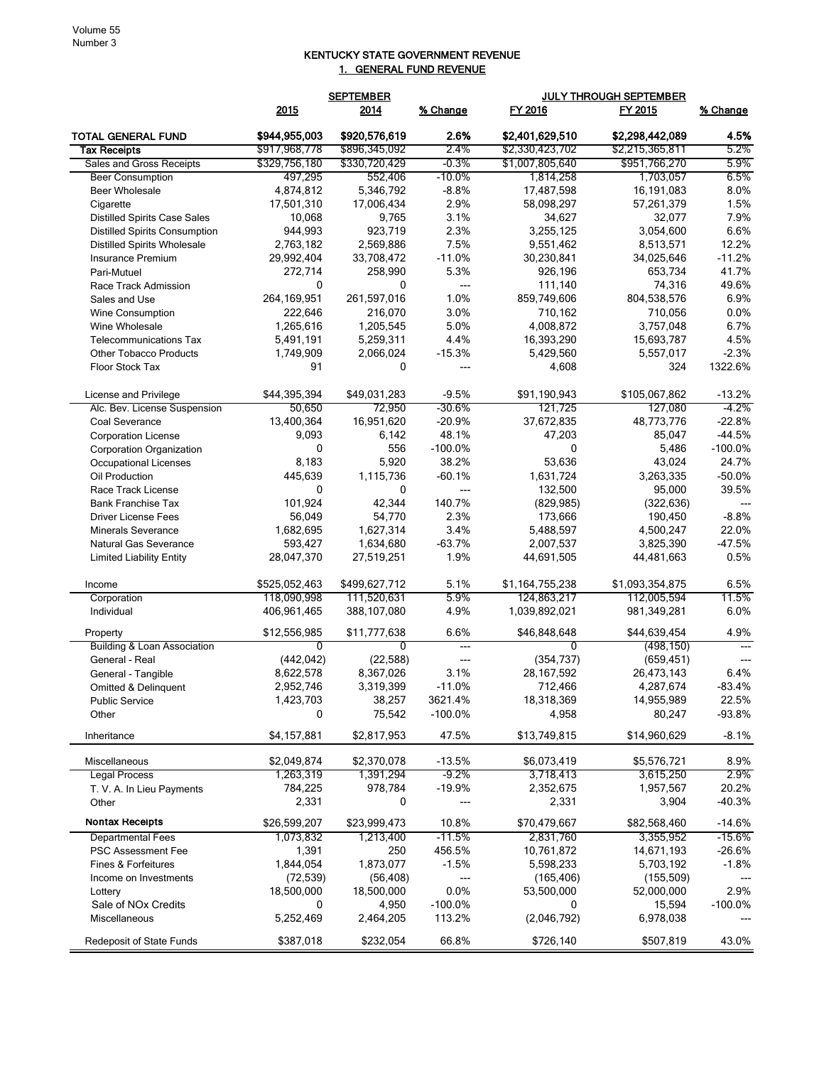# KENTUCKY STATE GOVERNMENT REVENUE

## 1. GENERAL FUND REVENUE

| | SEPTEMBER | | | JULY THROUGH SEPTEMBER | | |
|---|---|---|---|---|---|---|
| | 2015 | 2014 | % Change | FY 2016 | FY 2015 | % Change |
| **TOTAL GENERAL FUND** | **$944,955,003** | **$920,576,619** | **2.6%** | **$2,401,629,510** | **$2,298,442,089** | **4.5%** |
| **Tax Receipts** | $917,968,778 | $896,345,092 | 2.4% | $2,330,423,702 | $2,215,365,811 | 5.2% |
| Sales and Gross Receipts | $329,756,180 | $330,720,429 | -0.3% | $1,007,805,640 | $951,766,270 | 5.9% |
| Beer Consumption | 497,295 | 552,406 | -10.0% | 1,814,258 | 1,703,057 | 6.5% |
| Beer Wholesale | 4,874,812 | 5,346,792 | -8.8% | 17,487,598 | 16,191,083 | 8.0% |
| Cigarette | 17,501,310 | 17,006,434 | 2.9% | 58,098,297 | 57,261,379 | 1.5% |
| Distilled Spirits Case Sales | 10,068 | 9,765 | 3.1% | 34,627 | 32,077 | 7.9% |
| Distilled Spirits Consumption | 944,993 | 923,719 | 2.3% | 3,255,125 | 3,054,600 | 6.6% |
| Distilled Spirits Wholesale | 2,763,182 | 2,569,886 | 7.5% | 9,551,462 | 8,513,571 | 12.2% |
| Insurance Premium | 29,992,404 | 33,708,472 | -11.0% | 30,230,841 | 34,025,646 | -11.2% |
| Pari-Mutuel | 272,714 | 258,990 | 5.3% | 926,196 | 653,734 | 41.7% |
| Race Track Admission | 0 | 0 | --- | 111,140 | 74,316 | 49.6% |
| Sales and Use | 264,169,951 | 261,597,016 | 1.0% | 859,749,606 | 804,538,576 | 6.9% |
| Wine Consumption | 222,646 | 216,070 | 3.0% | 710,162 | 710,056 | 0.0% |
| Wine Wholesale | 1,265,616 | 1,205,545 | 5.0% | 4,008,872 | 3,757,048 | 6.7% |
| Telecommunications Tax | 5,491,191 | 5,259,311 | 4.4% | 16,393,290 | 15,693,787 | 4.5% |
| Other Tobacco Products | 1,749,909 | 2,066,024 | -15.3% | 5,429,560 | 5,557,017 | -2.3% |
| Floor Stock Tax | 91 | 0 | --- | 4,608 | 324 | 1322.6% |
| | | | | | | |
| License and Privilege | $44,395,394 | $49,031,283 | -9.5% | $91,190,943 | $105,067,862 | -13.2% |
| Alc. Bev. License Suspension | 50,650 | 72,950 | -30.6% | 121,725 | 127,080 | -4.2% |
| Coal Severance | 13,400,364 | 16,951,620 | -20.9% | 37,672,835 | 48,773,776 | -22.8% |
| Corporation License | 9,093 | 6,142 | 48.1% | 47,203 | 85,047 | -44.5% |
| Corporation Organization | 0 | 556 | -100.0% | 0 | 5,486 | -100.0% |
| Occupational Licenses | 8,183 | 5,920 | 38.2% | 53,636 | 43,024 | 24.7% |
| Oil Production | 445,639 | 1,115,736 | -60.1% | 1,631,724 | 3,263,335 | -50.0% |
| Race Track License | 0 | 0 | --- | 132,500 | 95,000 | 39.5% |
| Bank Franchise Tax | 101,924 | 42,344 | 140.7% | (829,985) | (322,636) | --- |
| Driver License Fees | 56,049 | 54,770 | 2.3% | 173,666 | 190,450 | -8.8% |
| Minerals Severance | 1,682,695 | 1,627,314 | 3.4% | 5,488,597 | 4,500,247 | 22.0% |
| Natural Gas Severance | 593,427 | 1,634,680 | -63.7% | 2,007,537 | 3,825,390 | -47.5% |
| Limited Liability Entity | 28,047,370 | 27,519,251 | 1.9% | 44,691,505 | 44,481,663 | 0.5% |
| | | | | | | |
| Income | $525,052,463 | $499,627,712 | 5.1% | $1,164,755,238 | $1,093,354,875 | 6.5% |
| Corporation | 118,090,998 | 111,520,631 | 5.9% | 124,863,217 | 112,005,594 | 11.5% |
| Individual | 406,961,465 | 388,107,080 | 4.9% | 1,039,892,021 | 981,349,281 | 6.0% |
| | | | | | | |
| Property | $12,556,985 | $11,777,638 | 6.6% | $46,848,648 | $44,639,454 | 4.9% |
| Building & Loan Association | 0 | 0 | --- | 0 | (498,150) | --- |
| General - Real | (442,042) | (22,588) | --- | (354,737) | (659,451) | --- |
| General - Tangible | 8,622,578 | 8,367,026 | 3.1% | 28,167,592 | 26,473,143 | 6.4% |
| Omitted & Delinquent | 2,952,746 | 3,319,399 | -11.0% | 712,466 | 4,287,674 | -83.4% |
| Public Service | 1,423,703 | 38,257 | 3621.4% | 18,318,369 | 14,955,989 | 22.5% |
| Other | 0 | 75,542 | -100.0% | 4,958 | 80,247 | -93.8% |
| | | | | | | |
| Inheritance | $4,157,881 | $2,817,953 | 47.5% | $13,749,815 | $14,960,629 | -8.1% |
| | | | | | | |
| Miscellaneous | $2,049,874 | $2,370,078 | -13.5% | $6,073,419 | $5,576,721 | 8.9% |
| Legal Process | 1,263,319 | 1,391,294 | -9.2% | 3,718,413 | 3,615,250 | 2.9% |
| T. V. A. In Lieu Payments | 784,225 | 978,784 | -19.9% | 2,352,675 | 1,957,567 | 20.2% |
| Other | 2,331 | 0 | --- | 2,331 | 3,904 | -40.3% |
| | | | | | | |
| **Nontax Receipts** | $26,599,207 | $23,999,473 | 10.8% | $70,479,667 | $82,568,460 | -14.6% |
| Departmental Fees | 1,073,832 | 1,213,400 | -11.5% | 2,831,760 | 3,355,952 | -15.6% |
| PSC Assessment Fee | 1,391 | 250 | 456.5% | 10,761,872 | 14,671,193 | -26.6% |
| Fines & Forfeitures | 1,844,054 | 1,873,077 | -1.5% | 5,598,233 | 5,703,192 | -1.8% |
| Income on Investments | (72,539) | (56,408) | --- | (165,406) | (155,509) | --- |
| Lottery | 18,500,000 | 18,500,000 | 0.0% | 53,500,000 | 52,000,000 | 2.9% |
| Sale of NOx Credits | 0 | 4,950 | -100.0% | 0 | 15,594 | -100.0% |
| Miscellaneous | 5,252,469 | 2,464,205 | 113.2% | (2,046,792) | 6,978,038 | --- |
| | | | | | | |
| Redeposit of State Funds | $387,018 | $232,054 | 66.8% | $726,140 | $507,819 | 43.0% |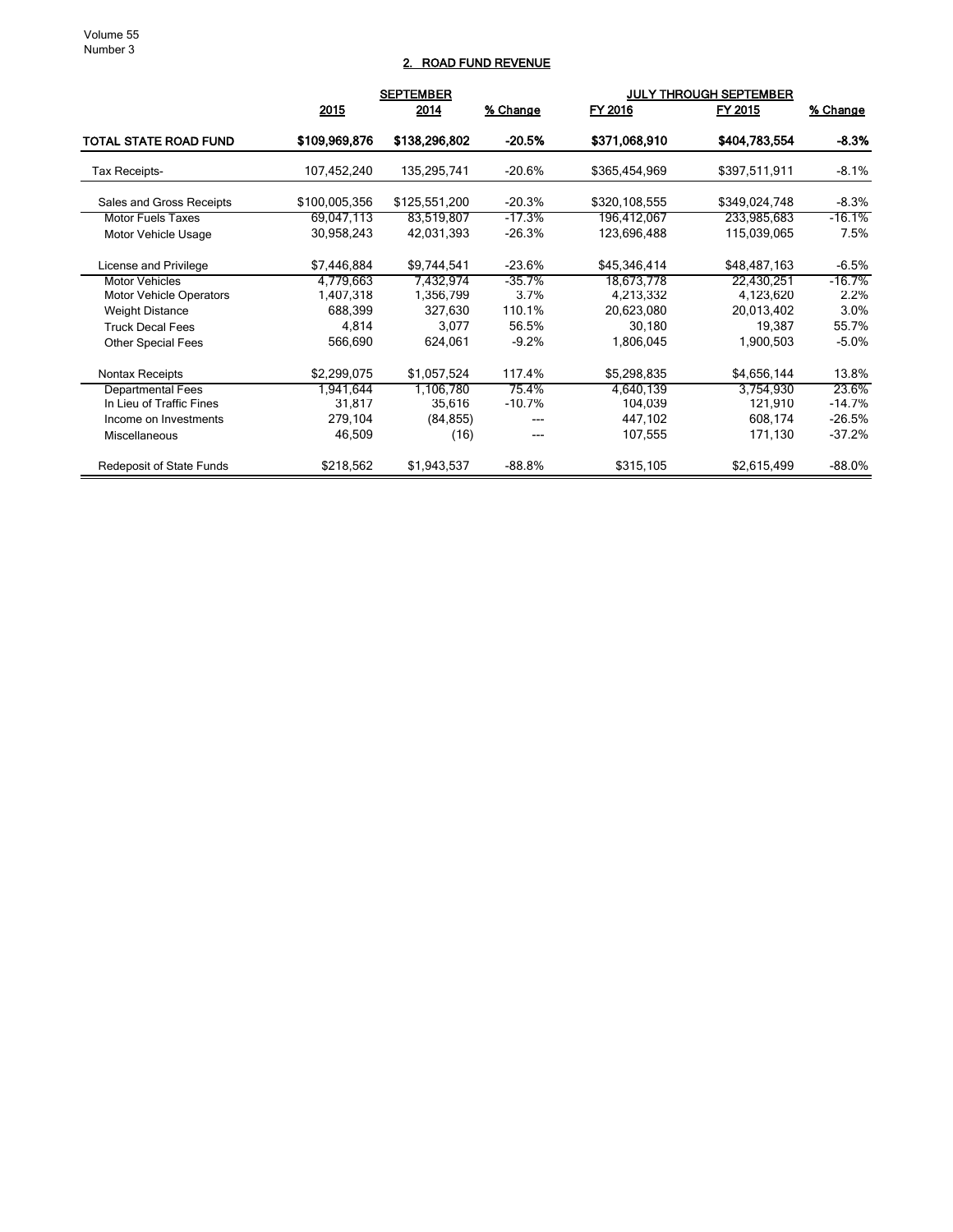## 2. ROAD FUND REVENUE

| | SEPTEMBER | | | JULY THROUGH SEPTEMBER | | |
|---|---|---|---|---|---|---|
| | 2015 | 2014 | % Change | FY 2016 | FY 2015 | % Change |
| **TOTAL STATE ROAD FUND** | **$109,969,876** | **$138,296,802** | **-20.5%** | **$371,068,910** | **$404,783,554** | **-8.3%** |
| Tax Receipts- | 107,452,240 | 135,295,741 | -20.6% | $365,454,969 | $397,511,911 | -8.1% |
| Sales and Gross Receipts | $100,005,356 | $125,551,200 | -20.3% | $320,108,555 | $349,024,748 | -8.3% |
| Motor Fuels Taxes | 69,047,113 | 83,519,807 | -17.3% | 196,412,067 | 233,985,683 | -16.1% |
| Motor Vehicle Usage | 30,958,243 | 42,031,393 | -26.3% | 123,696,488 | 115,039,065 | 7.5% |
| License and Privilege | $7,446,884 | $9,744,541 | -23.6% | $45,346,414 | $48,487,163 | -6.5% |
| Motor Vehicles | 4,779,663 | 7,432,974 | -35.7% | 18,673,778 | 22,430,251 | -16.7% |
| Motor Vehicle Operators | 1,407,318 | 1,356,799 | 3.7% | 4,213,332 | 4,123,620 | 2.2% |
| Weight Distance | 688,399 | 327,630 | 110.1% | 20,623,080 | 20,013,402 | 3.0% |
| Truck Decal Fees | 4,814 | 3,077 | 56.5% | 30,180 | 19,387 | 55.7% |
| Other Special Fees | 566,690 | 624,061 | -9.2% | 1,806,045 | 1,900,503 | -5.0% |
| Nontax Receipts | $2,299,075 | $1,057,524 | 117.4% | $5,298,835 | $4,656,144 | 13.8% |
| Departmental Fees | 1,941,644 | 1,106,780 | 75.4% | 4,640,139 | 3,754,930 | 23.6% |
| In Lieu of Traffic Fines | 31,817 | 35,616 | -10.7% | 104,039 | 121,910 | -14.7% |
| Income on Investments | 279,104 | (84,855) | --- | 447,102 | 608,174 | -26.5% |
| Miscellaneous | 46,509 | (16) | --- | 107,555 | 171,130 | -37.2% |
| Redeposit of State Funds | $218,562 | $1,943,537 | -88.8% | $315,105 | $2,615,499 | -88.0% |